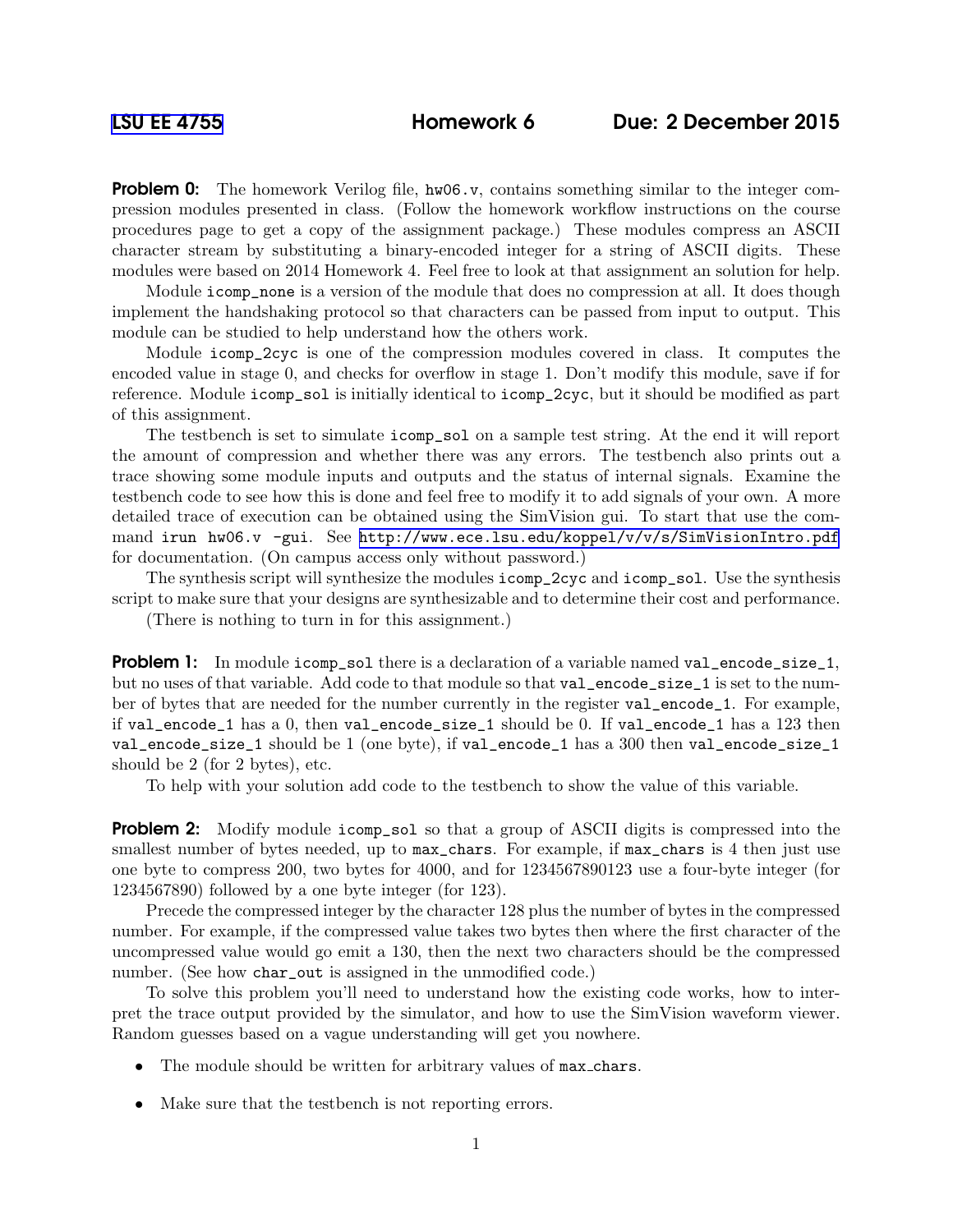# LSU EE 4755 Homework 6 Due: 2 December 2015

**Problem 0:** The homework Verilog file, `hw06.v`, contains something similar to the integer compression modules presented in class. (Follow the homework workflow instructions on the course procedures page to get a copy of the assignment package.) These modules compress an ASCII character stream by substituting a binary-encoded integer for a string of ASCII digits. These modules were based on 2014 Homework 4. Feel free to look at that assignment an solution for help.

Module `icomp_none` is a version of the module that does no compression at all. It does though implement the handshaking protocol so that characters can be passed from input to output. This module can be studied to help understand how the others work.

Module `icomp_2cyc` is one of the compression modules covered in class. It computes the encoded value in stage 0, and checks for overflow in stage 1. Don't modify this module, save if for reference. Module `icomp_sol` is initially identical to `icomp_2cyc`, but it should be modified as part of this assignment.

The testbench is set to simulate `icomp_sol` on a sample test string. At the end it will report the amount of compression and whether there was any errors. The testbench also prints out a trace showing some module inputs and outputs and the status of internal signals. Examine the testbench code to see how this is done and feel free to modify it to add signals of your own. A more detailed trace of execution can be obtained using the SimVision gui. To start that use the command `irun hw06.v -gui`. See http://www.ece.lsu.edu/koppel/v/v/s/SimVisionIntro.pdf for documentation. (On campus access only without password.)

The synthesis script will synthesize the modules `icomp_2cyc` and `icomp_sol`. Use the synthesis script to make sure that your designs are synthesizable and to determine their cost and performance.

(There is nothing to turn in for this assignment.)

**Problem 1:** In module `icomp_sol` there is a declaration of a variable named `val_encode_size_1`, but no uses of that variable. Add code to that module so that `val_encode_size_1` is set to the number of bytes that are needed for the number currently in the register `val_encode_1`. For example, if `val_encode_1` has a 0, then `val_encode_size_1` should be 0. If `val_encode_1` has a 123 then `val_encode_size_1` should be 1 (one byte), if `val_encode_1` has a 300 then `val_encode_size_1` should be 2 (for 2 bytes), etc.

To help with your solution add code to the testbench to show the value of this variable.

**Problem 2:** Modify module `icomp_sol` so that a group of ASCII digits is compressed into the smallest number of bytes needed, up to `max_chars`. For example, if `max_chars` is 4 then just use one byte to compress 200, two bytes for 4000, and for 1234567890123 use a four-byte integer (for 1234567890) followed by a one byte integer (for 123).

Precede the compressed integer by the character 128 plus the number of bytes in the compressed number. For example, if the compressed value takes two bytes then where the first character of the uncompressed value would go emit a 130, then the next two characters should be the compressed number. (See how `char_out` is assigned in the unmodified code.)

To solve this problem you'll need to understand how the existing code works, how to interpret the trace output provided by the simulator, and how to use the SimVision waveform viewer. Random guesses based on a vague understanding will get you nowhere.

- The module should be written for arbitrary values of `max_chars`.
- Make sure that the testbench is not reporting errors.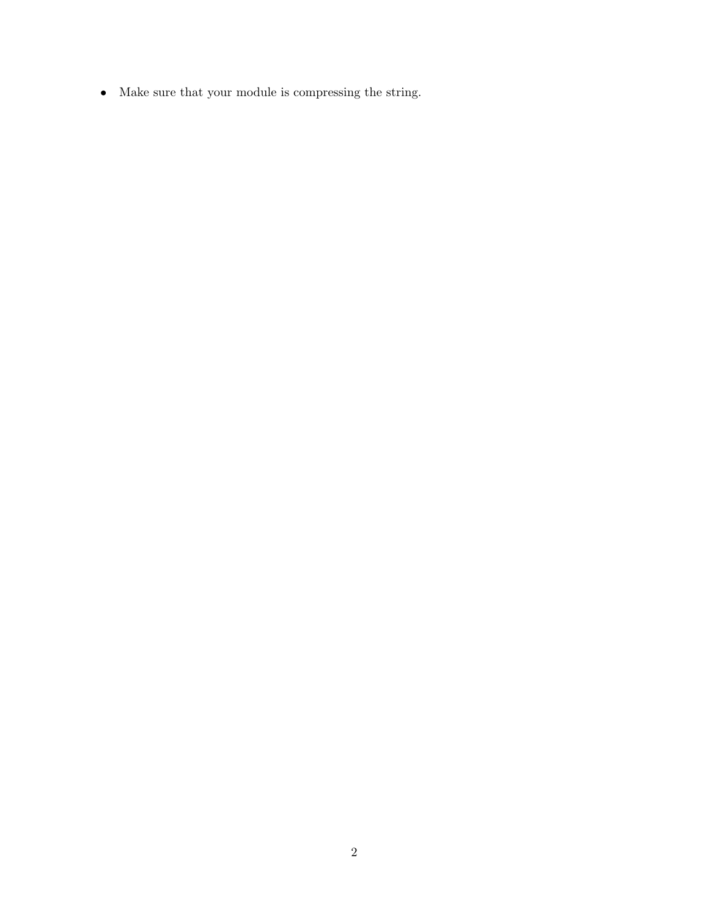- Make sure that your module is compressing the string.